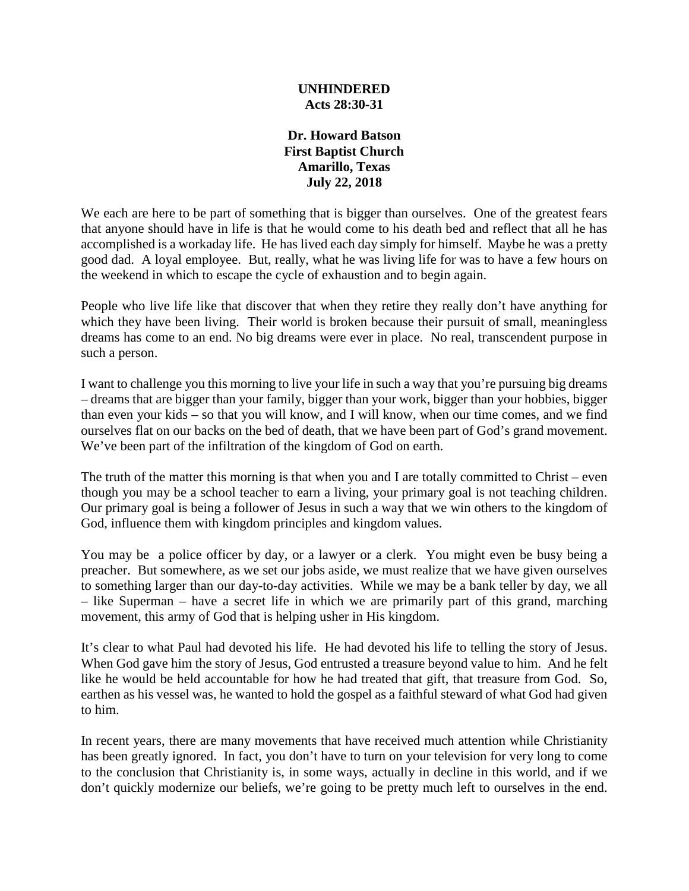**UNHINDERED**
**Acts 28:30-31**

**Dr. Howard Batson**
**First Baptist Church**
**Amarillo, Texas**
**July 22, 2018**

We each are here to be part of something that is bigger than ourselves. One of the greatest fears that anyone should have in life is that he would come to his death bed and reflect that all he has accomplished is a workaday life. He has lived each day simply for himself. Maybe he was a pretty good dad. A loyal employee. But, really, what he was living life for was to have a few hours on the weekend in which to escape the cycle of exhaustion and to begin again.

People who live life like that discover that when they retire they really don't have anything for which they have been living. Their world is broken because their pursuit of small, meaningless dreams has come to an end. No big dreams were ever in place. No real, transcendent purpose in such a person.

I want to challenge you this morning to live your life in such a way that you're pursuing big dreams – dreams that are bigger than your family, bigger than your work, bigger than your hobbies, bigger than even your kids – so that you will know, and I will know, when our time comes, and we find ourselves flat on our backs on the bed of death, that we have been part of God's grand movement. We've been part of the infiltration of the kingdom of God on earth.

The truth of the matter this morning is that when you and I are totally committed to Christ – even though you may be a school teacher to earn a living, your primary goal is not teaching children. Our primary goal is being a follower of Jesus in such a way that we win others to the kingdom of God, influence them with kingdom principles and kingdom values.

You may be a police officer by day, or a lawyer or a clerk. You might even be busy being a preacher. But somewhere, as we set our jobs aside, we must realize that we have given ourselves to something larger than our day-to-day activities. While we may be a bank teller by day, we all – like Superman – have a secret life in which we are primarily part of this grand, marching movement, this army of God that is helping usher in His kingdom.

It's clear to what Paul had devoted his life. He had devoted his life to telling the story of Jesus. When God gave him the story of Jesus, God entrusted a treasure beyond value to him. And he felt like he would be held accountable for how he had treated that gift, that treasure from God. So, earthen as his vessel was, he wanted to hold the gospel as a faithful steward of what God had given to him.

In recent years, there are many movements that have received much attention while Christianity has been greatly ignored. In fact, you don't have to turn on your television for very long to come to the conclusion that Christianity is, in some ways, actually in decline in this world, and if we don't quickly modernize our beliefs, we're going to be pretty much left to ourselves in the end.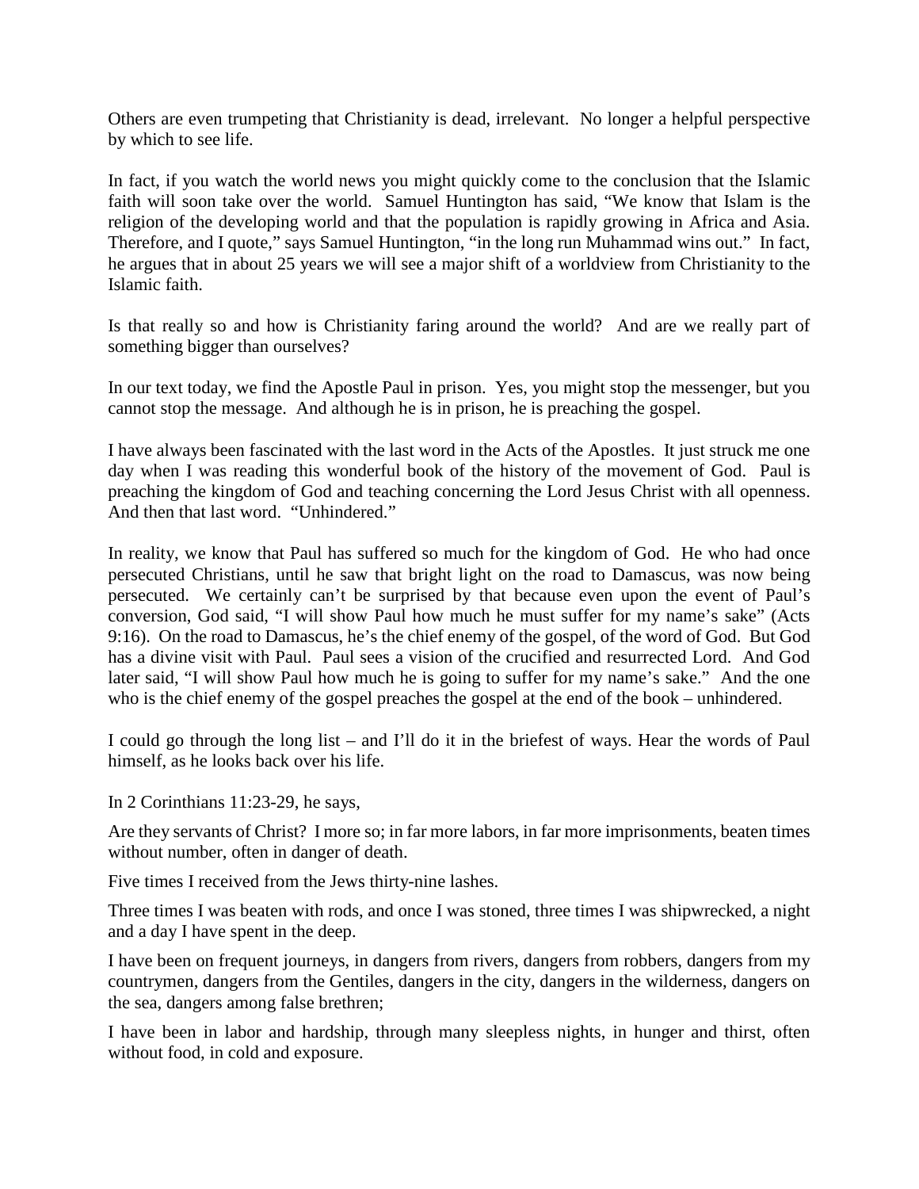Others are even trumpeting that Christianity is dead, irrelevant. No longer a helpful perspective by which to see life.

In fact, if you watch the world news you might quickly come to the conclusion that the Islamic faith will soon take over the world. Samuel Huntington has said, "We know that Islam is the religion of the developing world and that the population is rapidly growing in Africa and Asia. Therefore, and I quote," says Samuel Huntington, "in the long run Muhammad wins out." In fact, he argues that in about 25 years we will see a major shift of a worldview from Christianity to the Islamic faith.

Is that really so and how is Christianity faring around the world? And are we really part of something bigger than ourselves?

In our text today, we find the Apostle Paul in prison. Yes, you might stop the messenger, but you cannot stop the message. And although he is in prison, he is preaching the gospel.

I have always been fascinated with the last word in the Acts of the Apostles. It just struck me one day when I was reading this wonderful book of the history of the movement of God. Paul is preaching the kingdom of God and teaching concerning the Lord Jesus Christ with all openness. And then that last word. "Unhindered."

In reality, we know that Paul has suffered so much for the kingdom of God. He who had once persecuted Christians, until he saw that bright light on the road to Damascus, was now being persecuted. We certainly can't be surprised by that because even upon the event of Paul's conversion, God said, "I will show Paul how much he must suffer for my name's sake" (Acts 9:16). On the road to Damascus, he's the chief enemy of the gospel, of the word of God. But God has a divine visit with Paul. Paul sees a vision of the crucified and resurrected Lord. And God later said, "I will show Paul how much he is going to suffer for my name's sake." And the one who is the chief enemy of the gospel preaches the gospel at the end of the book – unhindered.

I could go through the long list – and I'll do it in the briefest of ways. Hear the words of Paul himself, as he looks back over his life.

In 2 Corinthians 11:23-29, he says,

Are they servants of Christ? I more so; in far more labors, in far more imprisonments, beaten times without number, often in danger of death.

Five times I received from the Jews thirty-nine lashes.

Three times I was beaten with rods, and once I was stoned, three times I was shipwrecked, a night and a day I have spent in the deep.

I have been on frequent journeys, in dangers from rivers, dangers from robbers, dangers from my countrymen, dangers from the Gentiles, dangers in the city, dangers in the wilderness, dangers on the sea, dangers among false brethren;

I have been in labor and hardship, through many sleepless nights, in hunger and thirst, often without food, in cold and exposure.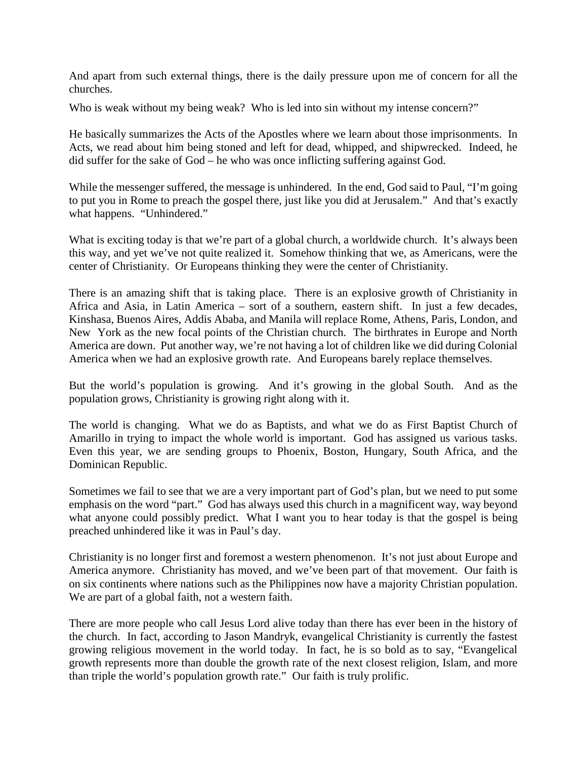And apart from such external things, there is the daily pressure upon me of concern for all the churches.

Who is weak without my being weak? Who is led into sin without my intense concern?"

He basically summarizes the Acts of the Apostles where we learn about those imprisonments. In Acts, we read about him being stoned and left for dead, whipped, and shipwrecked. Indeed, he did suffer for the sake of God – he who was once inflicting suffering against God.

While the messenger suffered, the message is unhindered. In the end, God said to Paul, "I'm going to put you in Rome to preach the gospel there, just like you did at Jerusalem." And that's exactly what happens. "Unhindered."

What is exciting today is that we're part of a global church, a worldwide church. It's always been this way, and yet we've not quite realized it. Somehow thinking that we, as Americans, were the center of Christianity. Or Europeans thinking they were the center of Christianity.

There is an amazing shift that is taking place. There is an explosive growth of Christianity in Africa and Asia, in Latin America – sort of a southern, eastern shift. In just a few decades, Kinshasa, Buenos Aires, Addis Ababa, and Manila will replace Rome, Athens, Paris, London, and New York as the new focal points of the Christian church. The birthrates in Europe and North America are down. Put another way, we're not having a lot of children like we did during Colonial America when we had an explosive growth rate. And Europeans barely replace themselves.

But the world's population is growing. And it's growing in the global South. And as the population grows, Christianity is growing right along with it.

The world is changing. What we do as Baptists, and what we do as First Baptist Church of Amarillo in trying to impact the whole world is important. God has assigned us various tasks. Even this year, we are sending groups to Phoenix, Boston, Hungary, South Africa, and the Dominican Republic.

Sometimes we fail to see that we are a very important part of God's plan, but we need to put some emphasis on the word "part." God has always used this church in a magnificent way, way beyond what anyone could possibly predict. What I want you to hear today is that the gospel is being preached unhindered like it was in Paul's day.

Christianity is no longer first and foremost a western phenomenon. It's not just about Europe and America anymore. Christianity has moved, and we've been part of that movement. Our faith is on six continents where nations such as the Philippines now have a majority Christian population. We are part of a global faith, not a western faith.

There are more people who call Jesus Lord alive today than there has ever been in the history of the church. In fact, according to Jason Mandryk, evangelical Christianity is currently the fastest growing religious movement in the world today. In fact, he is so bold as to say, "Evangelical growth represents more than double the growth rate of the next closest religion, Islam, and more than triple the world's population growth rate." Our faith is truly prolific.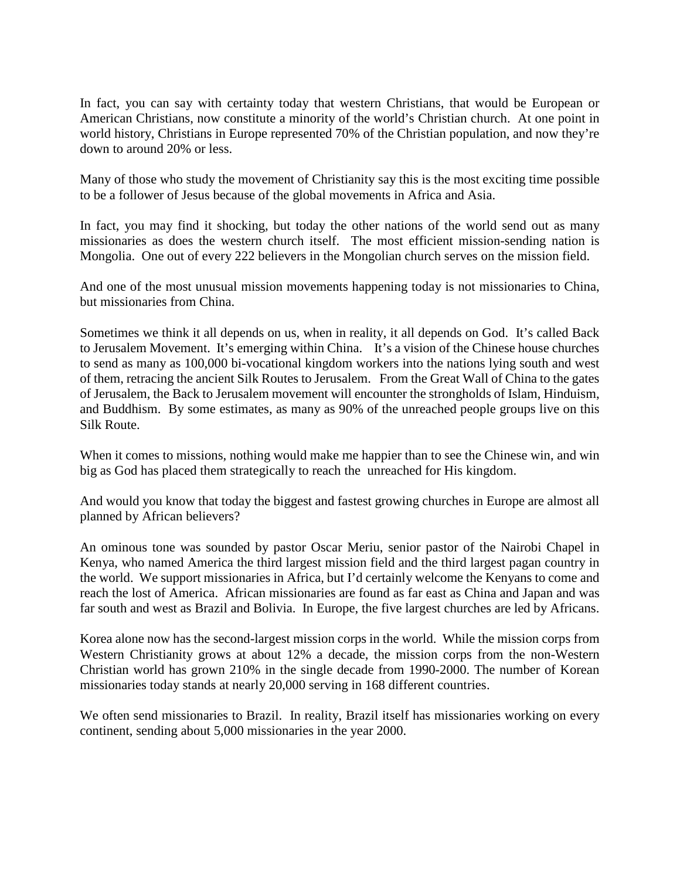In fact, you can say with certainty today that western Christians, that would be European or American Christians, now constitute a minority of the world's Christian church. At one point in world history, Christians in Europe represented 70% of the Christian population, and now they're down to around 20% or less.

Many of those who study the movement of Christianity say this is the most exciting time possible to be a follower of Jesus because of the global movements in Africa and Asia.

In fact, you may find it shocking, but today the other nations of the world send out as many missionaries as does the western church itself. The most efficient mission-sending nation is Mongolia. One out of every 222 believers in the Mongolian church serves on the mission field.

And one of the most unusual mission movements happening today is not missionaries to China, but missionaries from China.

Sometimes we think it all depends on us, when in reality, it all depends on God. It's called Back to Jerusalem Movement. It's emerging within China. It's a vision of the Chinese house churches to send as many as 100,000 bi-vocational kingdom workers into the nations lying south and west of them, retracing the ancient Silk Routes to Jerusalem. From the Great Wall of China to the gates of Jerusalem, the Back to Jerusalem movement will encounter the strongholds of Islam, Hinduism, and Buddhism. By some estimates, as many as 90% of the unreached people groups live on this Silk Route.

When it comes to missions, nothing would make me happier than to see the Chinese win, and win big as God has placed them strategically to reach the unreached for His kingdom.

And would you know that today the biggest and fastest growing churches in Europe are almost all planned by African believers?

An ominous tone was sounded by pastor Oscar Meriu, senior pastor of the Nairobi Chapel in Kenya, who named America the third largest mission field and the third largest pagan country in the world. We support missionaries in Africa, but I'd certainly welcome the Kenyans to come and reach the lost of America. African missionaries are found as far east as China and Japan and was far south and west as Brazil and Bolivia. In Europe, the five largest churches are led by Africans.

Korea alone now has the second-largest mission corps in the world. While the mission corps from Western Christianity grows at about 12% a decade, the mission corps from the non-Western Christian world has grown 210% in the single decade from 1990-2000. The number of Korean missionaries today stands at nearly 20,000 serving in 168 different countries.

We often send missionaries to Brazil. In reality, Brazil itself has missionaries working on every continent, sending about 5,000 missionaries in the year 2000.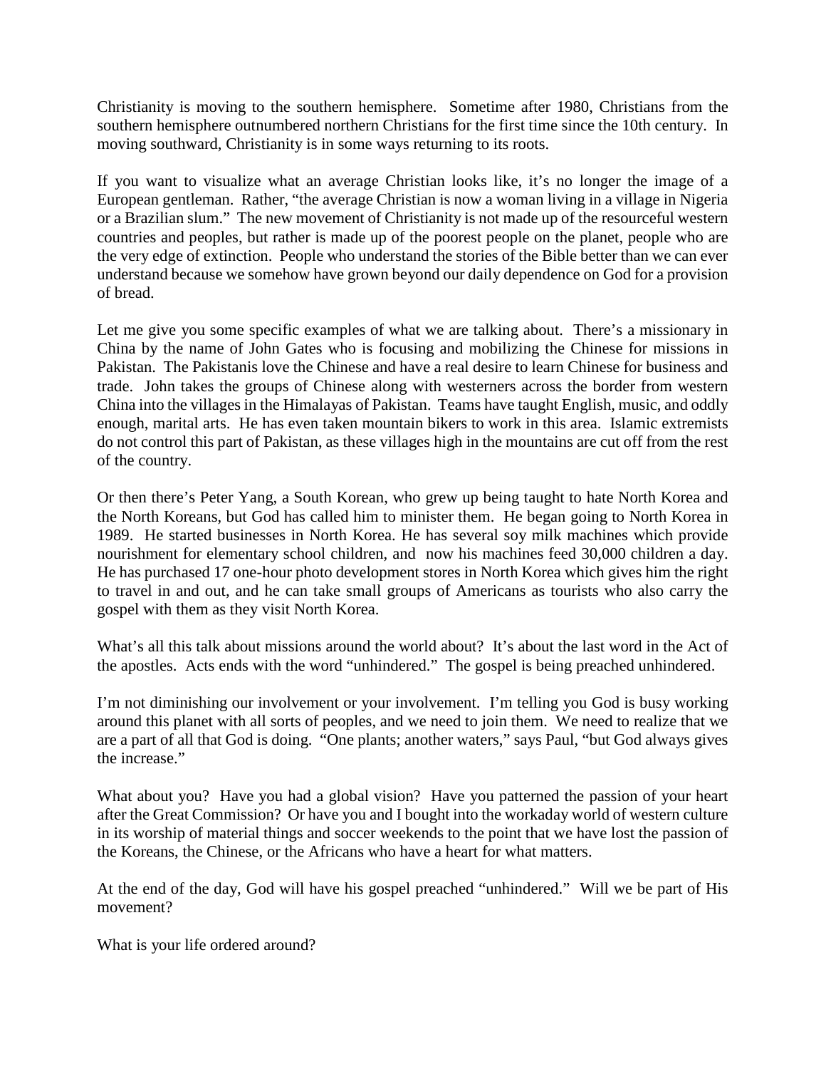Christianity is moving to the southern hemisphere. Sometime after 1980, Christians from the southern hemisphere outnumbered northern Christians for the first time since the 10th century. In moving southward, Christianity is in some ways returning to its roots.

If you want to visualize what an average Christian looks like, it's no longer the image of a European gentleman. Rather, "the average Christian is now a woman living in a village in Nigeria or a Brazilian slum." The new movement of Christianity is not made up of the resourceful western countries and peoples, but rather is made up of the poorest people on the planet, people who are the very edge of extinction. People who understand the stories of the Bible better than we can ever understand because we somehow have grown beyond our daily dependence on God for a provision of bread.

Let me give you some specific examples of what we are talking about. There's a missionary in China by the name of John Gates who is focusing and mobilizing the Chinese for missions in Pakistan. The Pakistanis love the Chinese and have a real desire to learn Chinese for business and trade. John takes the groups of Chinese along with westerners across the border from western China into the villages in the Himalayas of Pakistan. Teams have taught English, music, and oddly enough, marital arts. He has even taken mountain bikers to work in this area. Islamic extremists do not control this part of Pakistan, as these villages high in the mountains are cut off from the rest of the country.

Or then there's Peter Yang, a South Korean, who grew up being taught to hate North Korea and the North Koreans, but God has called him to minister them. He began going to North Korea in 1989. He started businesses in North Korea. He has several soy milk machines which provide nourishment for elementary school children, and now his machines feed 30,000 children a day. He has purchased 17 one-hour photo development stores in North Korea which gives him the right to travel in and out, and he can take small groups of Americans as tourists who also carry the gospel with them as they visit North Korea.

What's all this talk about missions around the world about? It's about the last word in the Act of the apostles. Acts ends with the word "unhindered." The gospel is being preached unhindered.

I'm not diminishing our involvement or your involvement. I'm telling you God is busy working around this planet with all sorts of peoples, and we need to join them. We need to realize that we are a part of all that God is doing. "One plants; another waters," says Paul, "but God always gives the increase."

What about you? Have you had a global vision? Have you patterned the passion of your heart after the Great Commission? Or have you and I bought into the workaday world of western culture in its worship of material things and soccer weekends to the point that we have lost the passion of the Koreans, the Chinese, or the Africans who have a heart for what matters.

At the end of the day, God will have his gospel preached "unhindered." Will we be part of His movement?

What is your life ordered around?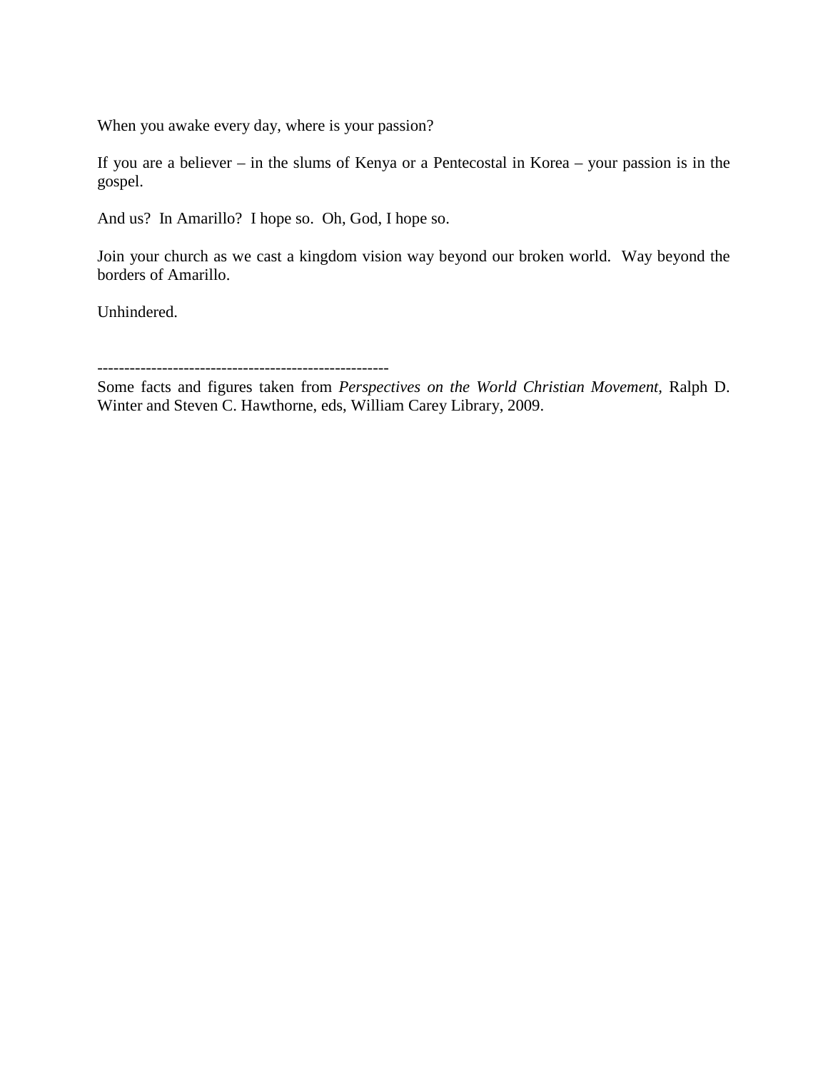When you awake every day, where is your passion?

If you are a believer – in the slums of Kenya or a Pentecostal in Korea – your passion is in the gospel.

And us? In Amarillo? I hope so. Oh, God, I hope so.

Join your church as we cast a kingdom vision way beyond our broken world. Way beyond the borders of Amarillo.

Unhindered.

-------------------------------------------------------

Some facts and figures taken from *Perspectives on the World Christian Movement,* Ralph D. Winter and Steven C. Hawthorne, eds, William Carey Library, 2009.